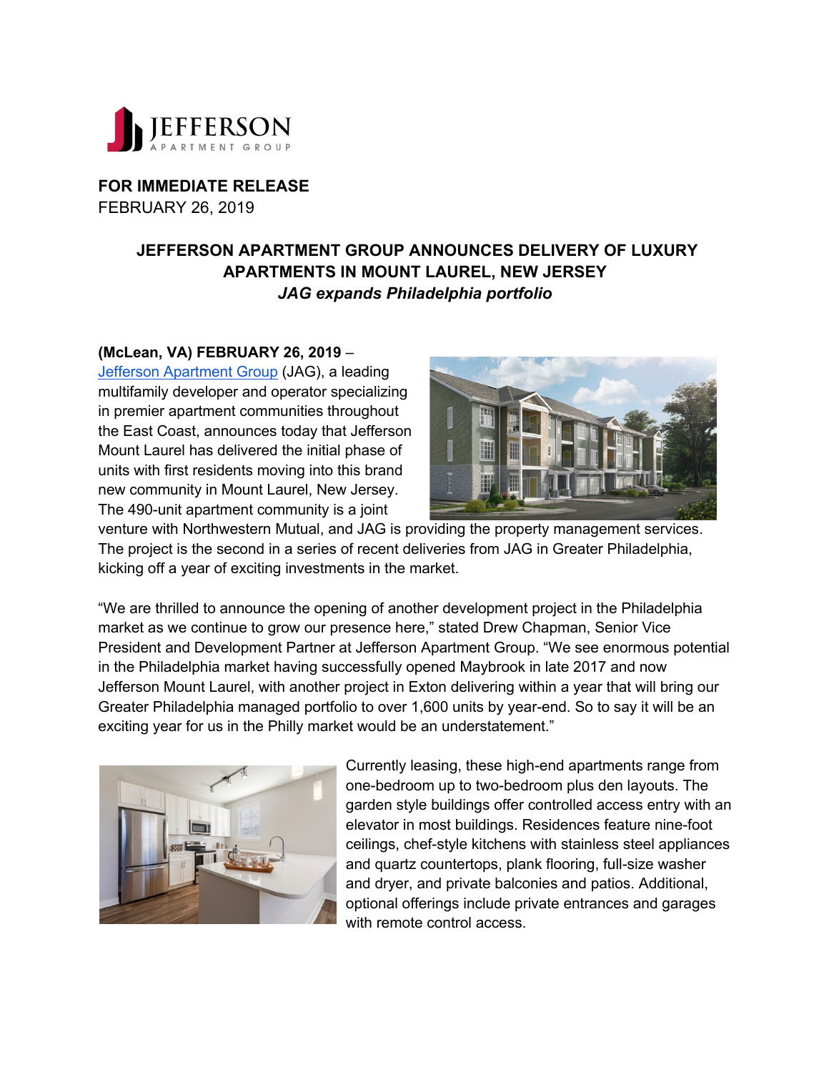**FOR IMMEDIATE RELEASE**
FEBRUARY 26, 2019

# JEFFERSON APARTMENT GROUP ANNOUNCES DELIVERY OF LUXURY APARTMENTS IN MOUNT LAUREL, NEW JERSEY

***JAG expands Philadelphia portfolio***

**(McLean, VA) FEBRUARY 26, 2019** – Jefferson Apartment Group (JAG), a leading multifamily developer and operator specializing in premier apartment communities throughout the East Coast, announces today that Jefferson Mount Laurel has delivered the initial phase of units with first residents moving into this brand new community in Mount Laurel, New Jersey. The 490-unit apartment community is a joint venture with Northwestern Mutual, and JAG is providing the property management services. The project is the second in a series of recent deliveries from JAG in Greater Philadelphia, kicking off a year of exciting investments in the market.

"We are thrilled to announce the opening of another development project in the Philadelphia market as we continue to grow our presence here," stated Drew Chapman, Senior Vice President and Development Partner at Jefferson Apartment Group. "We see enormous potential in the Philadelphia market having successfully opened Maybrook in late 2017 and now Jefferson Mount Laurel, with another project in Exton delivering within a year that will bring our Greater Philadelphia managed portfolio to over 1,600 units by year-end. So to say it will be an exciting year for us in the Philly market would be an understatement."

Currently leasing, these high-end apartments range from one-bedroom up to two-bedroom plus den layouts. The garden style buildings offer controlled access entry with an elevator in most buildings. Residences feature nine-foot ceilings, chef-style kitchens with stainless steel appliances and quartz countertops, plank flooring, full-size washer and dryer, and private balconies and patios. Additional, optional offerings include private entrances and garages with remote control access.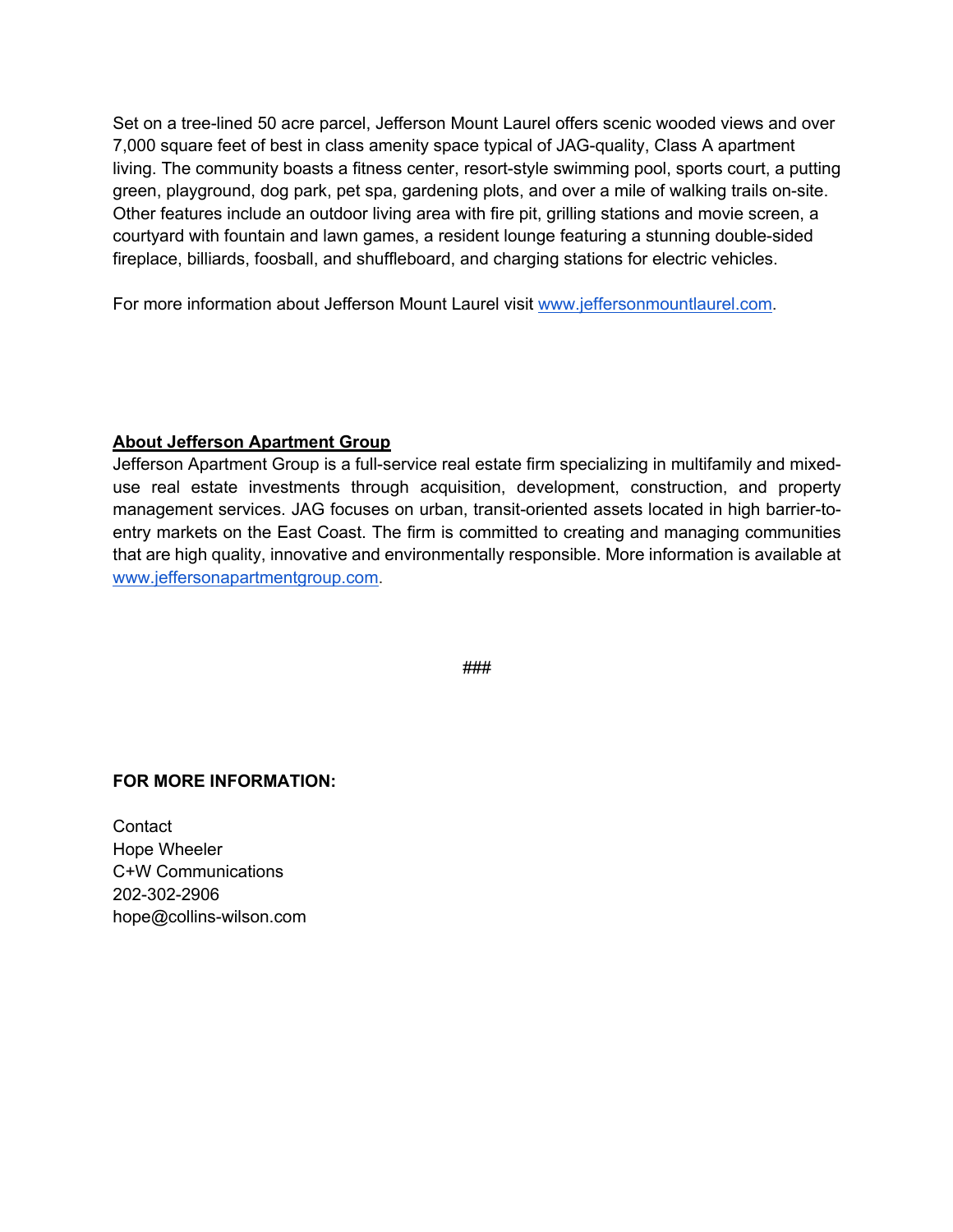Set on a tree-lined 50 acre parcel, Jefferson Mount Laurel offers scenic wooded views and over 7,000 square feet of best in class amenity space typical of JAG-quality, Class A apartment living. The community boasts a fitness center, resort-style swimming pool, sports court, a putting green, playground, dog park, pet spa, gardening plots, and over a mile of walking trails on-site. Other features include an outdoor living area with fire pit, grilling stations and movie screen, a courtyard with fountain and lawn games, a resident lounge featuring a stunning double-sided fireplace, billiards, foosball, and shuffleboard, and charging stations for electric vehicles.

For more information about Jefferson Mount Laurel visit [www.jeffersonmountlaurel.com](http://www.jeffersonmountlaurel.com).

**About Jefferson Apartment Group**

Jefferson Apartment Group is a full-service real estate firm specializing in multifamily and mixed-use real estate investments through acquisition, development, construction, and property management services. JAG focuses on urban, transit-oriented assets located in high barrier-to-entry markets on the East Coast. The firm is committed to creating and managing communities that are high quality, innovative and environmentally responsible. More information is available at [www.jeffersonapartmentgroup.com](http://www.jeffersonapartmentgroup.com).

###

**FOR MORE INFORMATION:**

Contact
Hope Wheeler
C+W Communications
202-302-2906
hope@collins-wilson.com